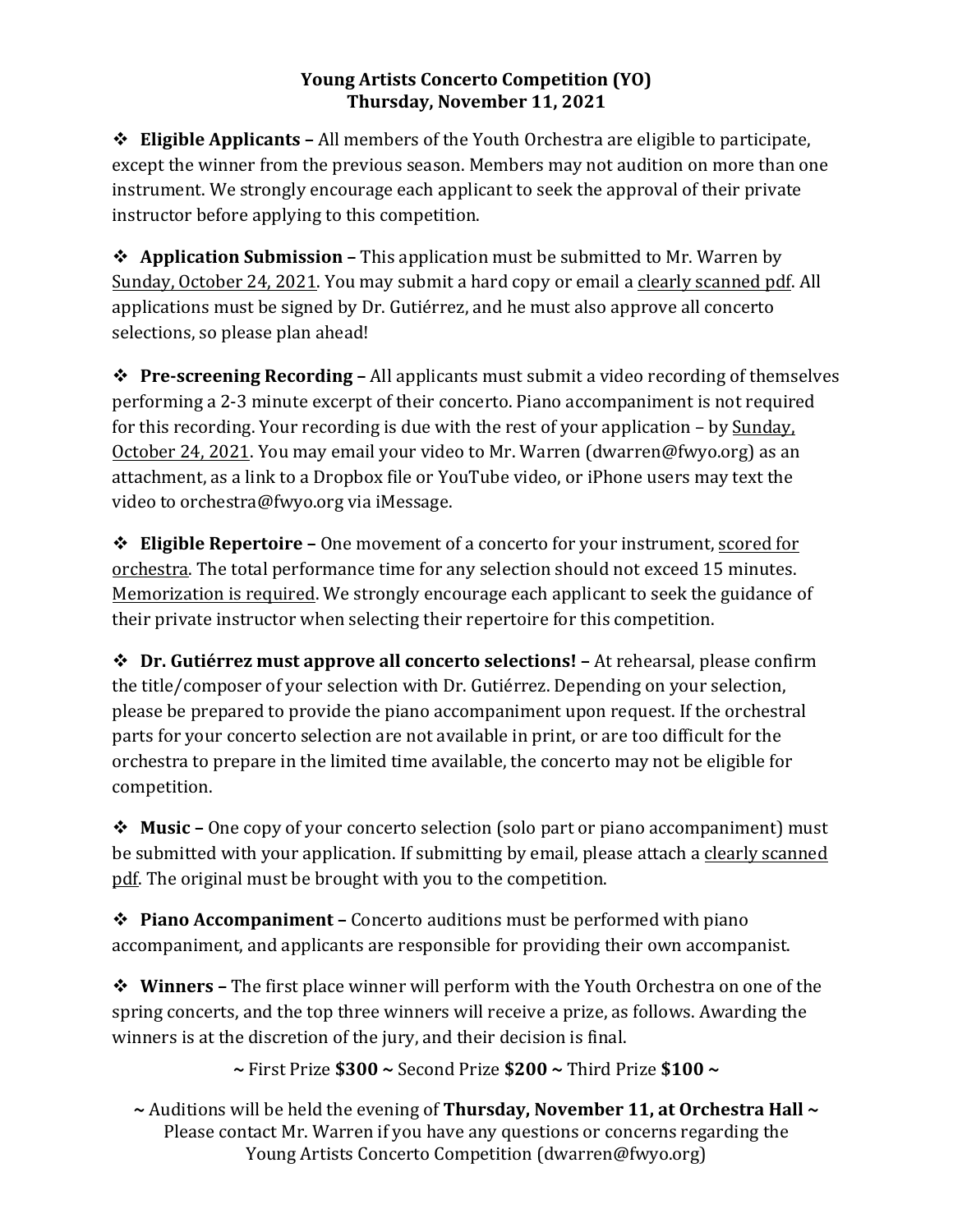# Young Artists Concerto Competition (YO)
## Thursday, November 11, 2021

❖ **Eligible Applicants –** All members of the Youth Orchestra are eligible to participate, except the winner from the previous season. Members may not audition on more than one instrument. We strongly encourage each applicant to seek the approval of their private instructor before applying to this competition.

❖ **Application Submission –** This application must be submitted to Mr. Warren by Sunday, October 24, 2021. You may submit a hard copy or email a clearly scanned pdf. All applications must be signed by Dr. Gutiérrez, and he must also approve all concerto selections, so please plan ahead!

❖ **Pre-screening Recording –** All applicants must submit a video recording of themselves performing a 2-3 minute excerpt of their concerto. Piano accompaniment is not required for this recording. Your recording is due with the rest of your application – by Sunday, October 24, 2021. You may email your video to Mr. Warren (dwarren@fwyo.org) as an attachment, as a link to a Dropbox file or YouTube video, or iPhone users may text the video to orchestra@fwyo.org via iMessage.

❖ **Eligible Repertoire –** One movement of a concerto for your instrument, scored for orchestra. The total performance time for any selection should not exceed 15 minutes. Memorization is required. We strongly encourage each applicant to seek the guidance of their private instructor when selecting their repertoire for this competition.

❖ **Dr. Gutiérrez must approve all concerto selections! –** At rehearsal, please confirm the title/composer of your selection with Dr. Gutiérrez. Depending on your selection, please be prepared to provide the piano accompaniment upon request. If the orchestral parts for your concerto selection are not available in print, or are too difficult for the orchestra to prepare in the limited time available, the concerto may not be eligible for competition.

❖ **Music –** One copy of your concerto selection (solo part or piano accompaniment) must be submitted with your application. If submitting by email, please attach a clearly scanned pdf. The original must be brought with you to the competition.

❖ **Piano Accompaniment –** Concerto auditions must be performed with piano accompaniment, and applicants are responsible for providing their own accompanist.

❖ **Winners –** The first place winner will perform with the Youth Orchestra on one of the spring concerts, and the top three winners will receive a prize, as follows. Awarding the winners is at the discretion of the jury, and their decision is final.

~ First Prize **$300** ~ Second Prize **$200** ~ Third Prize **$100** ~

~ Auditions will be held the evening of **Thursday, November 11, at Orchestra Hall** ~
Please contact Mr. Warren if you have any questions or concerns regarding the Young Artists Concerto Competition (dwarren@fwyo.org)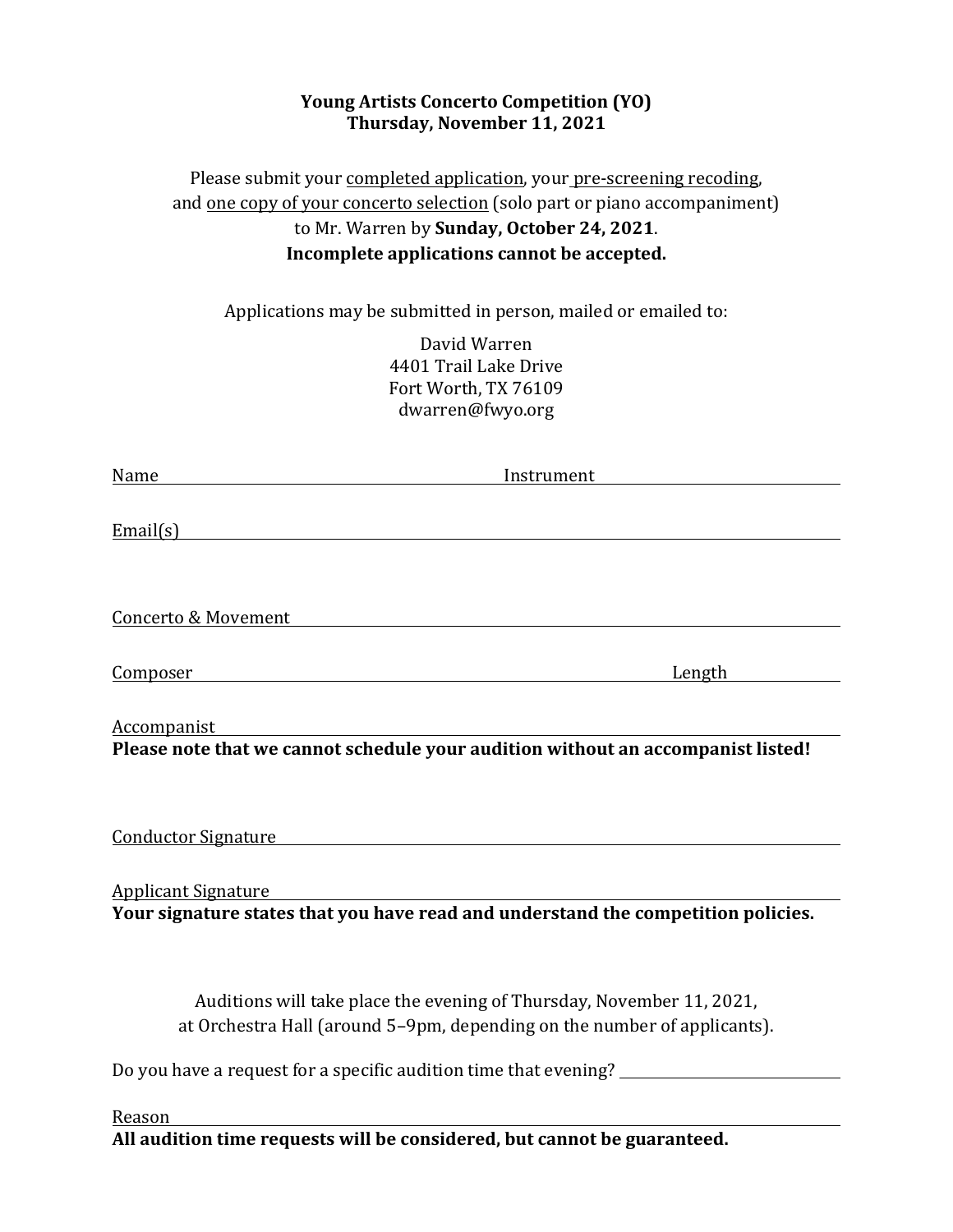**Young Artists Concerto Competition (YO)**
**Thursday, November 11, 2021**

Please submit your completed application, your pre-screening recoding, and one copy of your concerto selection (solo part or piano accompaniment) to Mr. Warren by **Sunday, October 24, 2021**.
**Incomplete applications cannot be accepted.**

Applications may be submitted in person, mailed or emailed to:

David Warren
4401 Trail Lake Drive
Fort Worth, TX 76109
dwarren@fwyo.org

Name \_\_\_\_\_\_\_\_\_\_\_\_\_\_\_\_\_\_\_\_ Instrument \_\_\_\_\_\_\_\_\_\_\_\_\_\_\_\_\_\_\_\_

Email(s) \_\_\_\_\_\_\_\_\_\_\_\_\_\_\_\_\_\_\_\_

Concerto & Movement \_\_\_\_\_\_\_\_\_\_\_\_\_\_\_\_\_\_\_\_

Composer \_\_\_\_\_\_\_\_\_\_\_\_\_\_\_\_\_\_\_\_ Length \_\_\_\_\_\_\_\_\_\_

Accompanist \_\_\_\_\_\_\_\_\_\_\_\_\_\_\_\_\_\_\_\_

**Please note that we cannot schedule your audition without an accompanist listed!**

Conductor Signature \_\_\_\_\_\_\_\_\_\_\_\_\_\_\_\_\_\_\_\_

Applicant Signature \_\_\_\_\_\_\_\_\_\_\_\_\_\_\_\_\_\_\_\_

**Your signature states that you have read and understand the competition policies.**

Auditions will take place the evening of Thursday, November 11, 2021, at Orchestra Hall (around 5–9pm, depending on the number of applicants).

Do you have a request for a specific audition time that evening? \_\_\_\_\_\_\_\_\_\_\_\_\_\_\_\_\_\_\_\_

Reason \_\_\_\_\_\_\_\_\_\_\_\_\_\_\_\_\_\_\_\_

**All audition time requests will be considered, but cannot be guaranteed.**